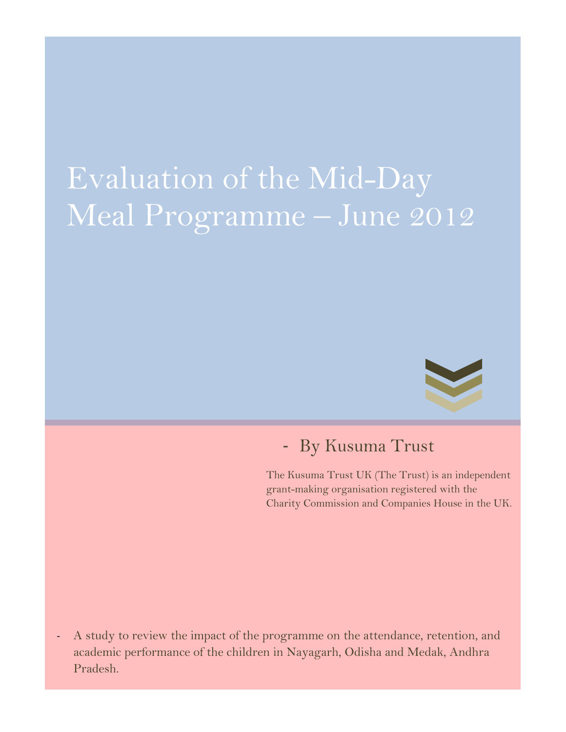# Evaluation of the Mid-Day Meal Programme – June 2012

- By Kusuma Trust

The Kusuma Trust UK (The Trust) is an independent grant-making organisation registered with the Charity Commission and Companies House in the UK.

- A study to review the impact of the programme on the attendance, retention, and academic performance of the children in Nayagarh, Odisha and Medak, Andhra Pradesh.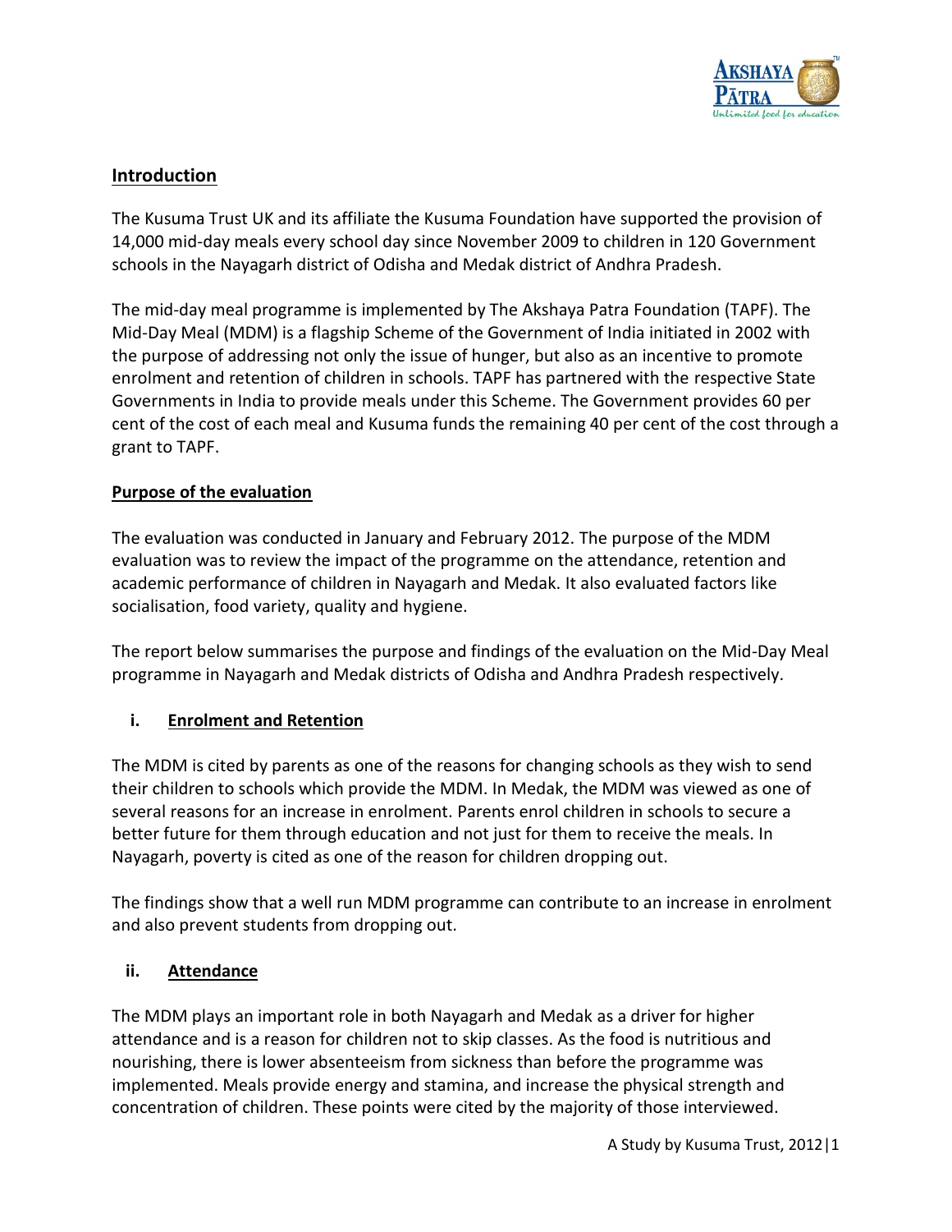## Introduction

The Kusuma Trust UK and its affiliate the Kusuma Foundation have supported the provision of 14,000 mid-day meals every school day since November 2009 to children in 120 Government schools in the Nayagarh district of Odisha and Medak district of Andhra Pradesh.

The mid-day meal programme is implemented by The Akshaya Patra Foundation (TAPF). The Mid-Day Meal (MDM) is a flagship Scheme of the Government of India initiated in 2002 with the purpose of addressing not only the issue of hunger, but also as an incentive to promote enrolment and retention of children in schools. TAPF has partnered with the respective State Governments in India to provide meals under this Scheme. The Government provides 60 per cent of the cost of each meal and Kusuma funds the remaining 40 per cent of the cost through a grant to TAPF.

## Purpose of the evaluation

The evaluation was conducted in January and February 2012. The purpose of the MDM evaluation was to review the impact of the programme on the attendance, retention and academic performance of children in Nayagarh and Medak. It also evaluated factors like socialisation, food variety, quality and hygiene.

The report below summarises the purpose and findings of the evaluation on the Mid-Day Meal programme in Nayagarh and Medak districts of Odisha and Andhra Pradesh respectively.

### i. Enrolment and Retention

The MDM is cited by parents as one of the reasons for changing schools as they wish to send their children to schools which provide the MDM. In Medak, the MDM was viewed as one of several reasons for an increase in enrolment. Parents enrol children in schools to secure a better future for them through education and not just for them to receive the meals. In Nayagarh, poverty is cited as one of the reason for children dropping out.

The findings show that a well run MDM programme can contribute to an increase in enrolment and also prevent students from dropping out.

### ii. Attendance

The MDM plays an important role in both Nayagarh and Medak as a driver for higher attendance and is a reason for children not to skip classes. As the food is nutritious and nourishing, there is lower absenteeism from sickness than before the programme was implemented. Meals provide energy and stamina, and increase the physical strength and concentration of children. These points were cited by the majority of those interviewed.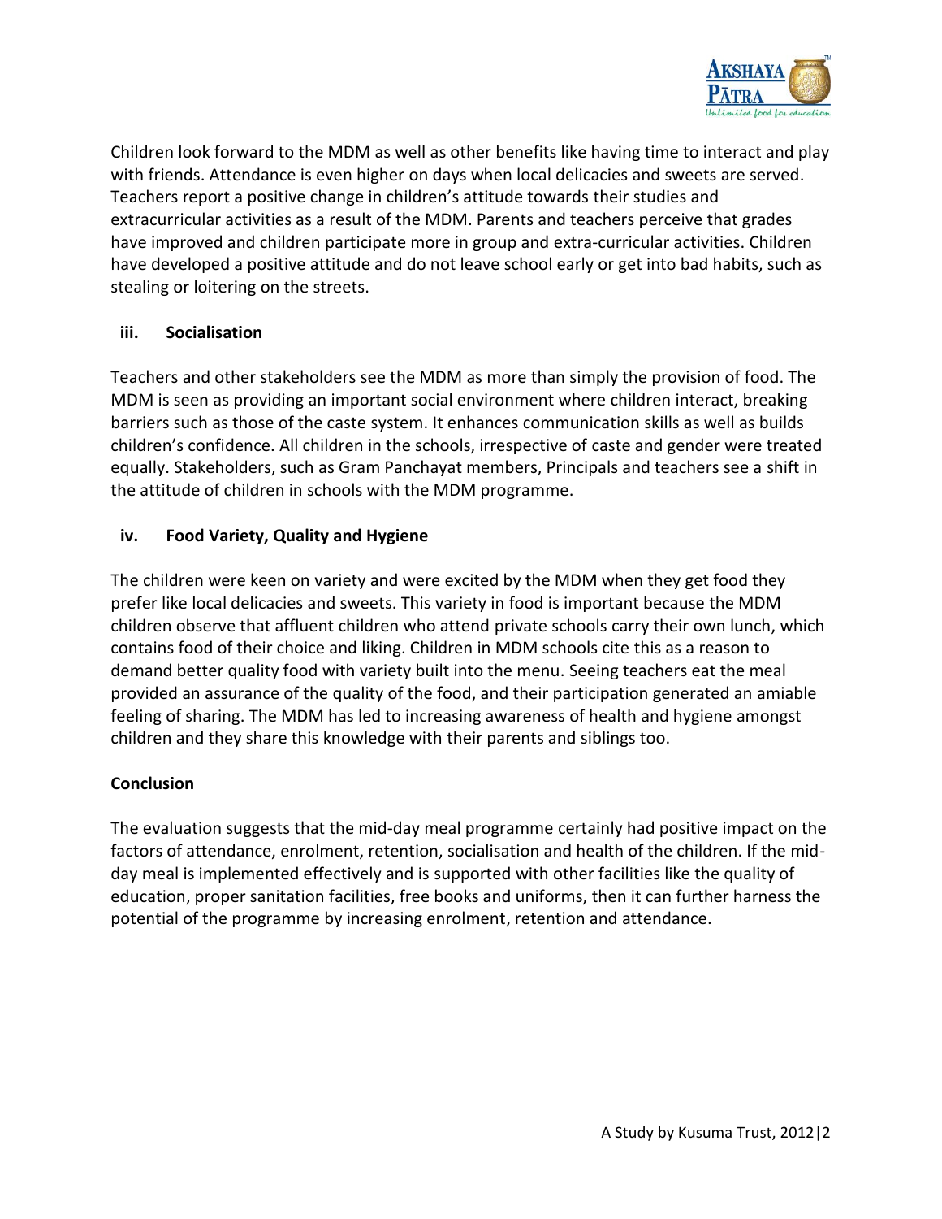Children look forward to the MDM as well as other benefits like having time to interact and play with friends. Attendance is even higher on days when local delicacies and sweets are served. Teachers report a positive change in children's attitude towards their studies and extracurricular activities as a result of the MDM. Parents and teachers perceive that grades have improved and children participate more in group and extra-curricular activities. Children have developed a positive attitude and do not leave school early or get into bad habits, such as stealing or loitering on the streets.

### iii. <u>Socialisation</u>

Teachers and other stakeholders see the MDM as more than simply the provision of food. The MDM is seen as providing an important social environment where children interact, breaking barriers such as those of the caste system. It enhances communication skills as well as builds children's confidence. All children in the schools, irrespective of caste and gender were treated equally. Stakeholders, such as Gram Panchayat members, Principals and teachers see a shift in the attitude of children in schools with the MDM programme.

### iv. <u>Food Variety, Quality and Hygiene</u>

The children were keen on variety and were excited by the MDM when they get food they prefer like local delicacies and sweets. This variety in food is important because the MDM children observe that affluent children who attend private schools carry their own lunch, which contains food of their choice and liking. Children in MDM schools cite this as a reason to demand better quality food with variety built into the menu. Seeing teachers eat the meal provided an assurance of the quality of the food, and their participation generated an amiable feeling of sharing. The MDM has led to increasing awareness of health and hygiene amongst children and they share this knowledge with their parents and siblings too.

## <u>Conclusion</u>

The evaluation suggests that the mid-day meal programme certainly had positive impact on the factors of attendance, enrolment, retention, socialisation and health of the children. If the mid-day meal is implemented effectively and is supported with other facilities like the quality of education, proper sanitation facilities, free books and uniforms, then it can further harness the potential of the programme by increasing enrolment, retention and attendance.